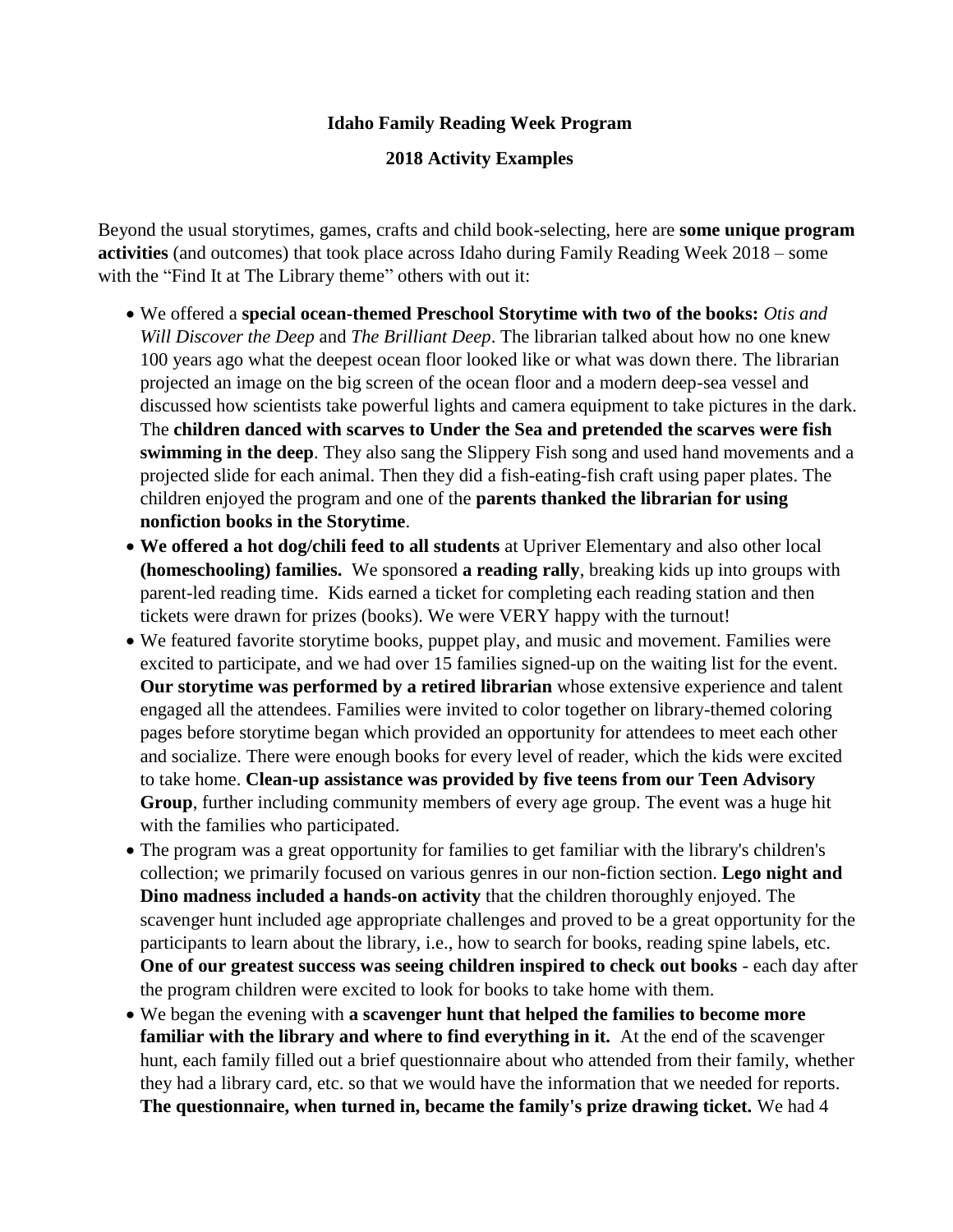**Idaho Family Reading Week Program**

**2018 Activity Examples**

Beyond the usual storytimes, games, crafts and child book-selecting, here are **some unique program activities** (and outcomes) that took place across Idaho during Family Reading Week 2018 – some with the "Find It at The Library theme" others with out it:

- We offered a **special ocean-themed Preschool Storytime with two of the books:** *Otis and Will Discover the Deep* and *The Brilliant Deep*. The librarian talked about how no one knew 100 years ago what the deepest ocean floor looked like or what was down there. The librarian projected an image on the big screen of the ocean floor and a modern deep-sea vessel and discussed how scientists take powerful lights and camera equipment to take pictures in the dark. The **children danced with scarves to Under the Sea and pretended the scarves were fish swimming in the deep**. They also sang the Slippery Fish song and used hand movements and a projected slide for each animal. Then they did a fish-eating-fish craft using paper plates. The children enjoyed the program and one of the **parents thanked the librarian for using nonfiction books in the Storytime**.
- **We offered a hot dog/chili feed to all students** at Upriver Elementary and also other local **(homeschooling) families.** We sponsored **a reading rally**, breaking kids up into groups with parent-led reading time. Kids earned a ticket for completing each reading station and then tickets were drawn for prizes (books). We were VERY happy with the turnout!
- We featured favorite storytime books, puppet play, and music and movement. Families were excited to participate, and we had over 15 families signed-up on the waiting list for the event. **Our storytime was performed by a retired librarian** whose extensive experience and talent engaged all the attendees. Families were invited to color together on library-themed coloring pages before storytime began which provided an opportunity for attendees to meet each other and socialize. There were enough books for every level of reader, which the kids were excited to take home. **Clean-up assistance was provided by five teens from our Teen Advisory Group**, further including community members of every age group. The event was a huge hit with the families who participated.
- The program was a great opportunity for families to get familiar with the library's children's collection; we primarily focused on various genres in our non-fiction section. **Lego night and Dino madness included a hands-on activity** that the children thoroughly enjoyed. The scavenger hunt included age appropriate challenges and proved to be a great opportunity for the participants to learn about the library, i.e., how to search for books, reading spine labels, etc. **One of our greatest success was seeing children inspired to check out books** - each day after the program children were excited to look for books to take home with them.
- We began the evening with **a scavenger hunt that helped the families to become more familiar with the library and where to find everything in it.** At the end of the scavenger hunt, each family filled out a brief questionnaire about who attended from their family, whether they had a library card, etc. so that we would have the information that we needed for reports. **The questionnaire, when turned in, became the family's prize drawing ticket.** We had 4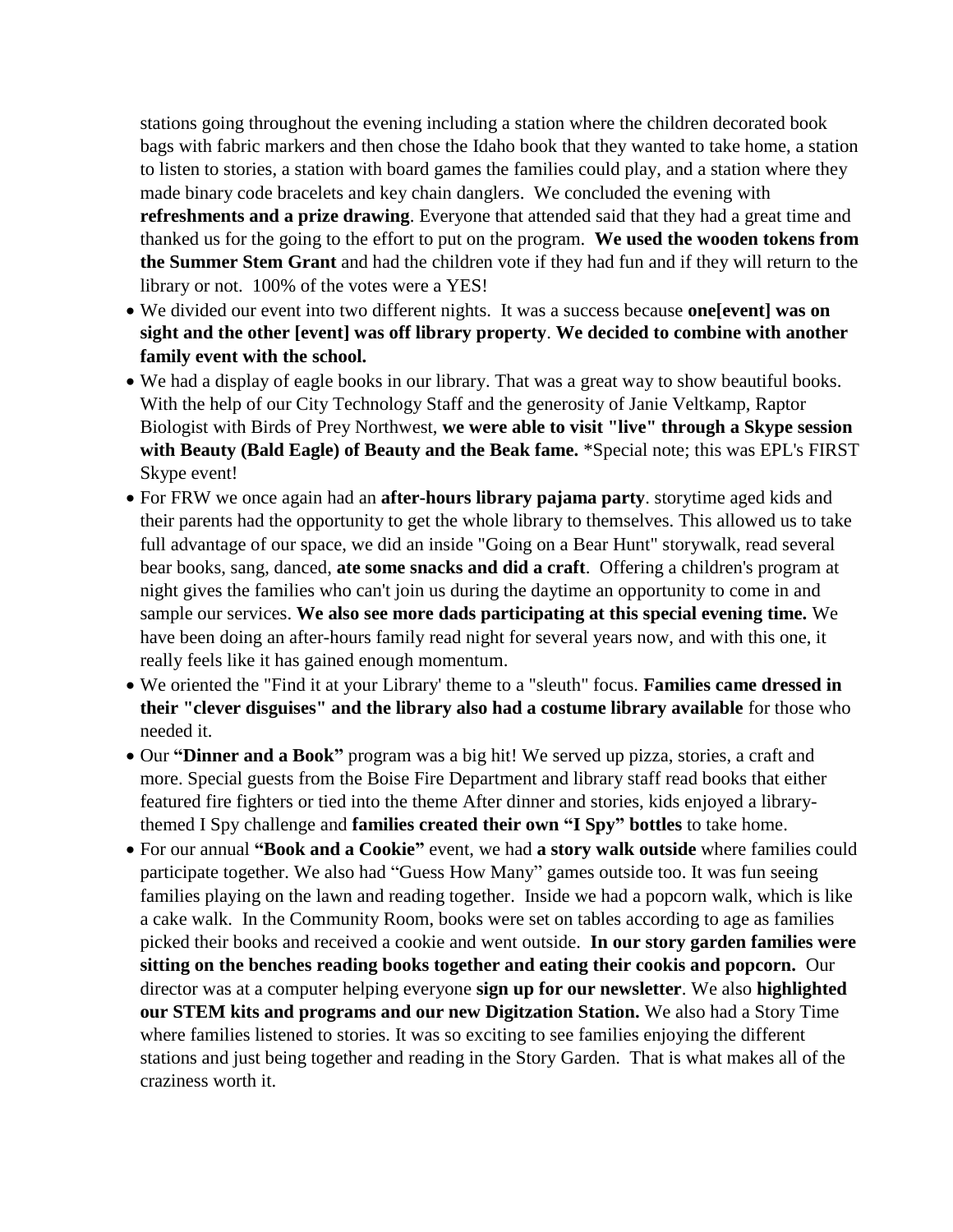stations going throughout the evening including a station where the children decorated book bags with fabric markers and then chose the Idaho book that they wanted to take home, a station to listen to stories, a station with board games the families could play, and a station where they made binary code bracelets and key chain danglers. We concluded the evening with **refreshments and a prize drawing**. Everyone that attended said that they had a great time and thanked us for the going to the effort to put on the program. **We used the wooden tokens from the Summer Stem Grant** and had the children vote if they had fun and if they will return to the library or not. 100% of the votes were a YES!

- We divided our event into two different nights. It was a success because **one[event] was on sight and the other [event] was off library property**. **We decided to combine with another family event with the school.**
- We had a display of eagle books in our library. That was a great way to show beautiful books. With the help of our City Technology Staff and the generosity of Janie Veltkamp, Raptor Biologist with Birds of Prey Northwest, **we were able to visit "live" through a Skype session with Beauty (Bald Eagle) of Beauty and the Beak fame.** *Special note; this was EPL's FIRST Skype event!
- For FRW we once again had an **after-hours library pajama party**. storytime aged kids and their parents had the opportunity to get the whole library to themselves. This allowed us to take full advantage of our space, we did an inside "Going on a Bear Hunt" storywalk, read several bear books, sang, danced, **ate some snacks and did a craft**. Offering a children's program at night gives the families who can't join us during the daytime an opportunity to come in and sample our services. **We also see more dads participating at this special evening time.** We have been doing an after-hours family read night for several years now, and with this one, it really feels like it has gained enough momentum.
- We oriented the "Find it at your Library' theme to a "sleuth" focus. **Families came dressed in their "clever disguises" and the library also had a costume library available** for those who needed it.
- Our **"Dinner and a Book"** program was a big hit! We served up pizza, stories, a craft and more. Special guests from the Boise Fire Department and library staff read books that either featured fire fighters or tied into the theme After dinner and stories, kids enjoyed a library-themed I Spy challenge and **families created their own "I Spy" bottles** to take home.
- For our annual **"Book and a Cookie"** event, we had **a story walk outside** where families could participate together. We also had "Guess How Many" games outside too. It was fun seeing families playing on the lawn and reading together. Inside we had a popcorn walk, which is like a cake walk. In the Community Room, books were set on tables according to age as families picked their books and received a cookie and went outside. **In our story garden families were sitting on the benches reading books together and eating their cookis and popcorn.** Our director was at a computer helping everyone **sign up for our newsletter**. We also **highlighted our STEM kits and programs and our new Digitzation Station.** We also had a Story Time where families listened to stories. It was so exciting to see families enjoying the different stations and just being together and reading in the Story Garden. That is what makes all of the craziness worth it.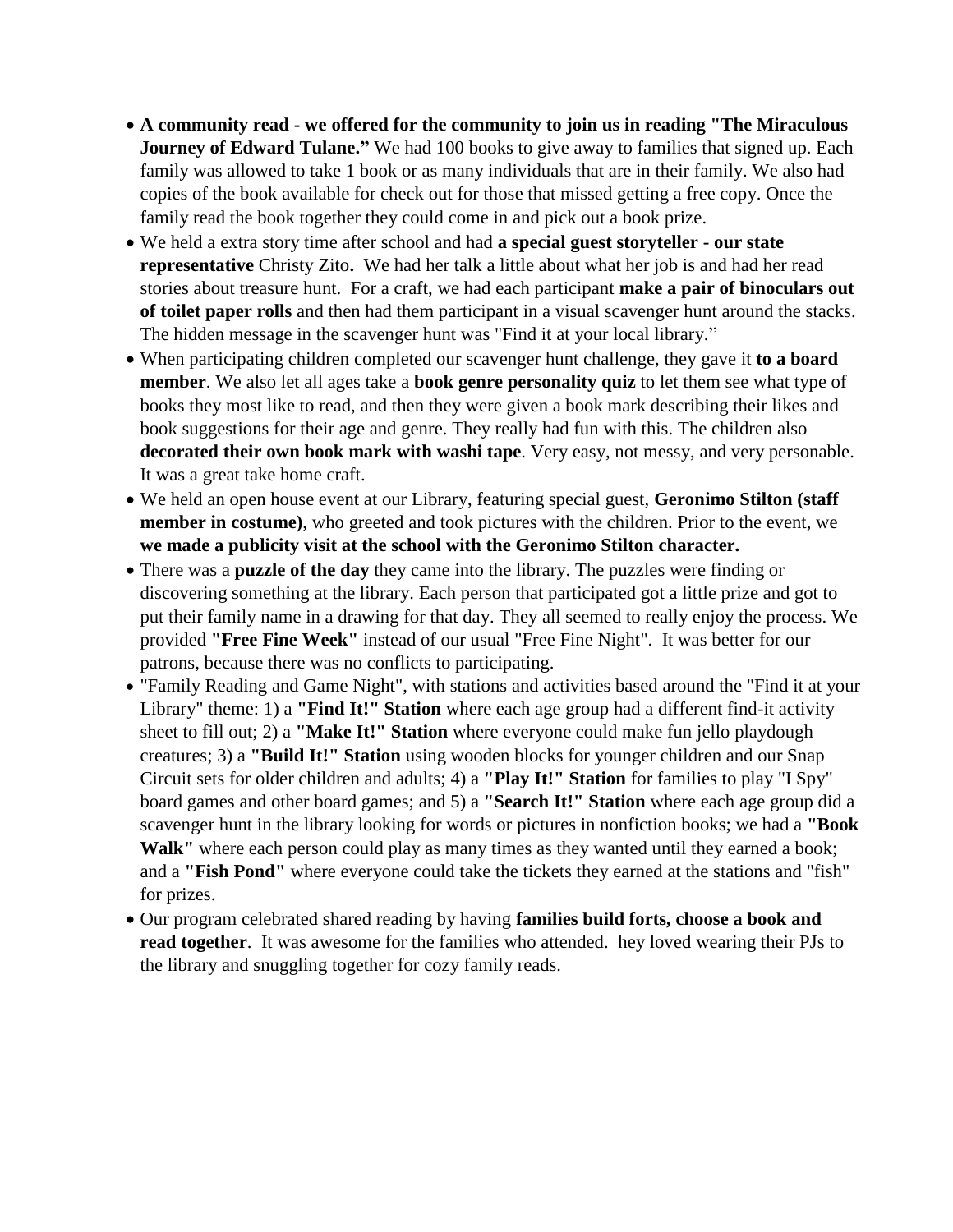- **A community read - we offered for the community to join us in reading "The Miraculous Journey of Edward Tulane."** We had 100 books to give away to families that signed up. Each family was allowed to take 1 book or as many individuals that are in their family. We also had copies of the book available for check out for those that missed getting a free copy. Once the family read the book together they could come in and pick out a book prize.
- We held a extra story time after school and had **a special guest storyteller - our state representative** Christy Zito**.** We had her talk a little about what her job is and had her read stories about treasure hunt. For a craft, we had each participant **make a pair of binoculars out of toilet paper rolls** and then had them participant in a visual scavenger hunt around the stacks. The hidden message in the scavenger hunt was "Find it at your local library."
- When participating children completed our scavenger hunt challenge, they gave it **to a board member**. We also let all ages take a **book genre personality quiz** to let them see what type of books they most like to read, and then they were given a book mark describing their likes and book suggestions for their age and genre. They really had fun with this. The children also **decorated their own book mark with washi tape**. Very easy, not messy, and very personable. It was a great take home craft.
- We held an open house event at our Library, featuring special guest, **Geronimo Stilton (staff member in costume)**, who greeted and took pictures with the children. Prior to the event, we **we made a publicity visit at the school with the Geronimo Stilton character.**
- There was a **puzzle of the day** they came into the library. The puzzles were finding or discovering something at the library. Each person that participated got a little prize and got to put their family name in a drawing for that day. They all seemed to really enjoy the process. We provided **"Free Fine Week"** instead of our usual "Free Fine Night". It was better for our patrons, because there was no conflicts to participating.
- "Family Reading and Game Night", with stations and activities based around the "Find it at your Library" theme: 1) a **"Find It!" Station** where each age group had a different find-it activity sheet to fill out; 2) a **"Make It!" Station** where everyone could make fun jello playdough creatures; 3) a **"Build It!" Station** using wooden blocks for younger children and our Snap Circuit sets for older children and adults; 4) a **"Play It!" Station** for families to play "I Spy" board games and other board games; and 5) a **"Search It!" Station** where each age group did a scavenger hunt in the library looking for words or pictures in nonfiction books; we had a **"Book Walk"** where each person could play as many times as they wanted until they earned a book; and a **"Fish Pond"** where everyone could take the tickets they earned at the stations and "fish" for prizes.
- Our program celebrated shared reading by having **families build forts, choose a book and read together**. It was awesome for the families who attended. hey loved wearing their PJs to the library and snuggling together for cozy family reads.